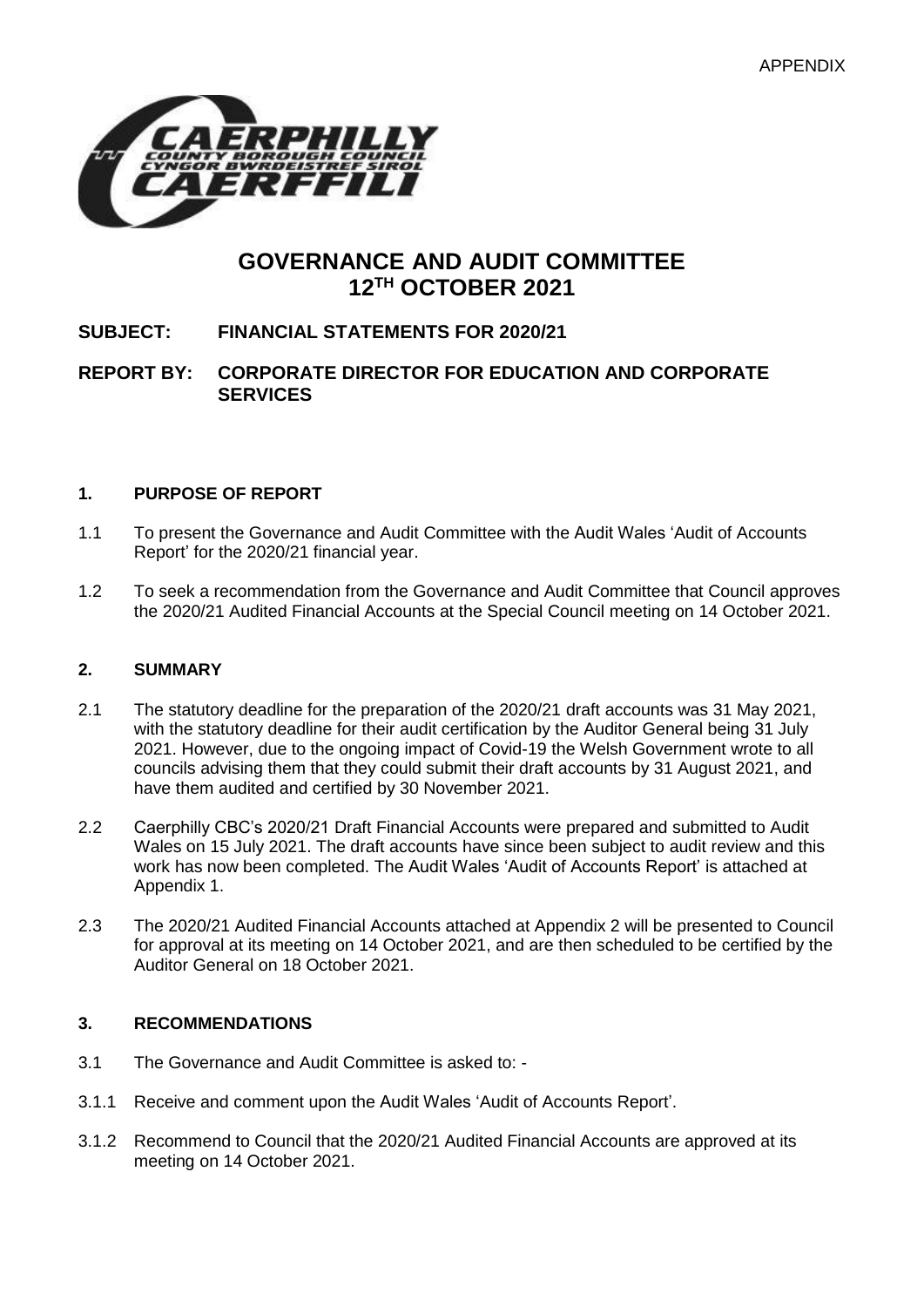APPENDIX

# GOVERNANCE AND AUDIT COMMITTEE 12TH OCTOBER 2021

**SUBJECT: FINANCIAL STATEMENTS FOR 2020/21**

**REPORT BY: CORPORATE DIRECTOR FOR EDUCATION AND CORPORATE SERVICES**

## 1. PURPOSE OF REPORT

1.1 To present the Governance and Audit Committee with the Audit Wales 'Audit of Accounts Report' for the 2020/21 financial year.

1.2 To seek a recommendation from the Governance and Audit Committee that Council approves the 2020/21 Audited Financial Accounts at the Special Council meeting on 14 October 2021.

## 2. SUMMARY

2.1 The statutory deadline for the preparation of the 2020/21 draft accounts was 31 May 2021, with the statutory deadline for their audit certification by the Auditor General being 31 July 2021. However, due to the ongoing impact of Covid-19 the Welsh Government wrote to all councils advising them that they could submit their draft accounts by 31 August 2021, and have them audited and certified by 30 November 2021.

2.2 Caerphilly CBC's 2020/21 Draft Financial Accounts were prepared and submitted to Audit Wales on 15 July 2021. The draft accounts have since been subject to audit review and this work has now been completed. The Audit Wales 'Audit of Accounts Report' is attached at Appendix 1.

2.3 The 2020/21 Audited Financial Accounts attached at Appendix 2 will be presented to Council for approval at its meeting on 14 October 2021, and are then scheduled to be certified by the Auditor General on 18 October 2021.

## 3. RECOMMENDATIONS

3.1 The Governance and Audit Committee is asked to: -

3.1.1 Receive and comment upon the Audit Wales 'Audit of Accounts Report'.

3.1.2 Recommend to Council that the 2020/21 Audited Financial Accounts are approved at its meeting on 14 October 2021.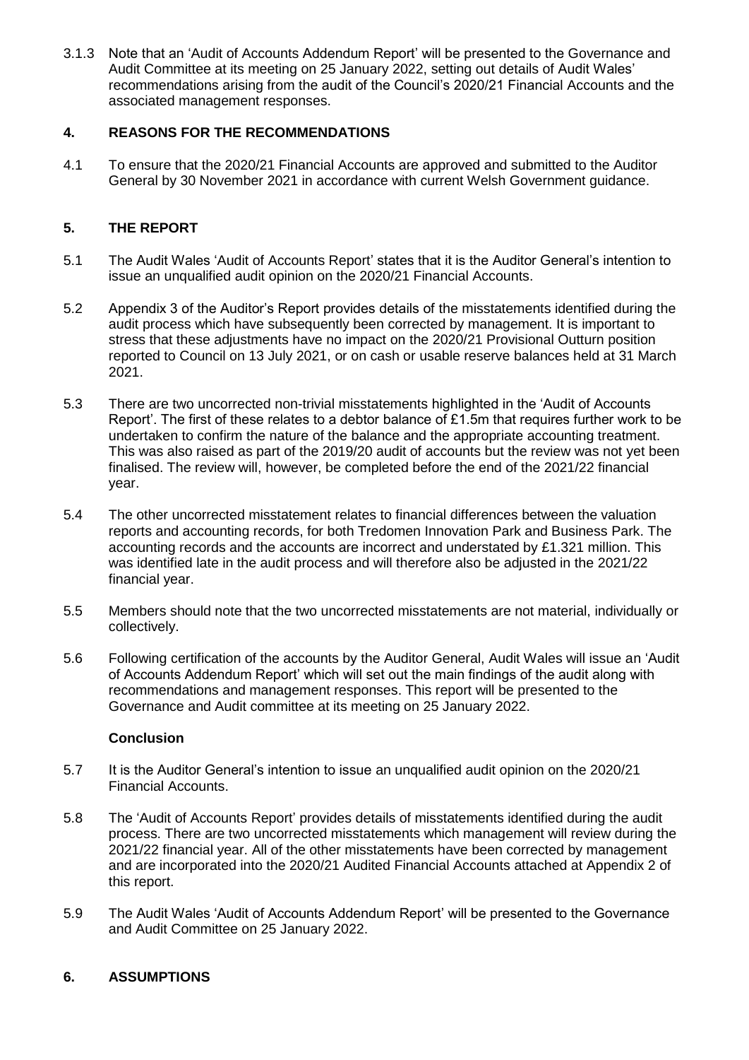3.1.3 Note that an 'Audit of Accounts Addendum Report' will be presented to the Governance and Audit Committee at its meeting on 25 January 2022, setting out details of Audit Wales' recommendations arising from the audit of the Council's 2020/21 Financial Accounts and the associated management responses.

## 4. REASONS FOR THE RECOMMENDATIONS

4.1 To ensure that the 2020/21 Financial Accounts are approved and submitted to the Auditor General by 30 November 2021 in accordance with current Welsh Government guidance.

## 5. THE REPORT

5.1 The Audit Wales 'Audit of Accounts Report' states that it is the Auditor General's intention to issue an unqualified audit opinion on the 2020/21 Financial Accounts.

5.2 Appendix 3 of the Auditor's Report provides details of the misstatements identified during the audit process which have subsequently been corrected by management. It is important to stress that these adjustments have no impact on the 2020/21 Provisional Outturn position reported to Council on 13 July 2021, or on cash or usable reserve balances held at 31 March 2021.

5.3 There are two uncorrected non-trivial misstatements highlighted in the 'Audit of Accounts Report'. The first of these relates to a debtor balance of £1.5m that requires further work to be undertaken to confirm the nature of the balance and the appropriate accounting treatment. This was also raised as part of the 2019/20 audit of accounts but the review was not yet been finalised. The review will, however, be completed before the end of the 2021/22 financial year.

5.4 The other uncorrected misstatement relates to financial differences between the valuation reports and accounting records, for both Tredomen Innovation Park and Business Park. The accounting records and the accounts are incorrect and understated by £1.321 million. This was identified late in the audit process and will therefore also be adjusted in the 2021/22 financial year.

5.5 Members should note that the two uncorrected misstatements are not material, individually or collectively.

5.6 Following certification of the accounts by the Auditor General, Audit Wales will issue an 'Audit of Accounts Addendum Report' which will set out the main findings of the audit along with recommendations and management responses. This report will be presented to the Governance and Audit committee at its meeting on 25 January 2022.

**Conclusion**

5.7 It is the Auditor General's intention to issue an unqualified audit opinion on the 2020/21 Financial Accounts.

5.8 The 'Audit of Accounts Report' provides details of misstatements identified during the audit process. There are two uncorrected misstatements which management will review during the 2021/22 financial year. All of the other misstatements have been corrected by management and are incorporated into the 2020/21 Audited Financial Accounts attached at Appendix 2 of this report.

5.9 The Audit Wales 'Audit of Accounts Addendum Report' will be presented to the Governance and Audit Committee on 25 January 2022.

## 6. ASSUMPTIONS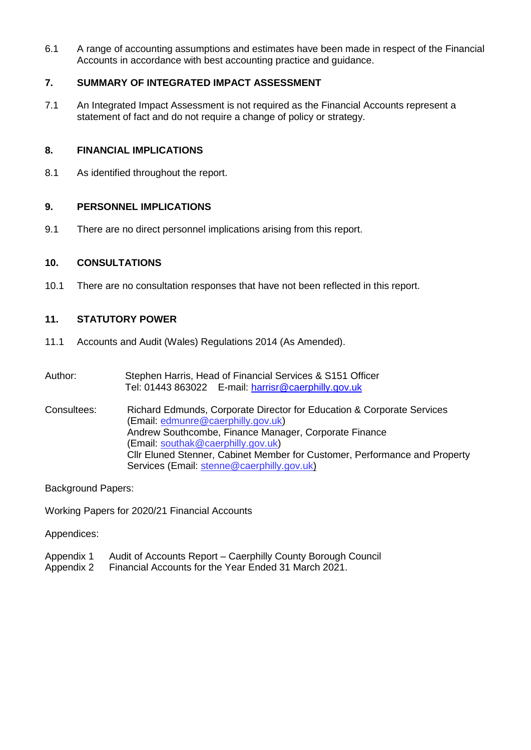6.1 A range of accounting assumptions and estimates have been made in respect of the Financial Accounts in accordance with best accounting practice and guidance.

## 7. SUMMARY OF INTEGRATED IMPACT ASSESSMENT

7.1 An Integrated Impact Assessment is not required as the Financial Accounts represent a statement of fact and do not require a change of policy or strategy.

## 8. FINANCIAL IMPLICATIONS

8.1 As identified throughout the report.

## 9. PERSONNEL IMPLICATIONS

9.1 There are no direct personnel implications arising from this report.

## 10. CONSULTATIONS

10.1 There are no consultation responses that have not been reflected in this report.

## 11. STATUTORY POWER

11.1 Accounts and Audit (Wales) Regulations 2014 (As Amended).

Author: Stephen Harris, Head of Financial Services & S151 Officer
Tel: 01443 863022 E-mail: harrisr@caerphilly.gov.uk

Consultees: Richard Edmunds, Corporate Director for Education & Corporate Services (Email: edmunre@caerphilly.gov.uk)
Andrew Southcombe, Finance Manager, Corporate Finance (Email: southak@caerphilly.gov.uk)
Cllr Eluned Stenner, Cabinet Member for Customer, Performance and Property Services (Email: stenne@caerphilly.gov.uk)

Background Papers:

Working Papers for 2020/21 Financial Accounts

Appendices:

Appendix 1 Audit of Accounts Report – Caerphilly County Borough Council
Appendix 2 Financial Accounts for the Year Ended 31 March 2021.